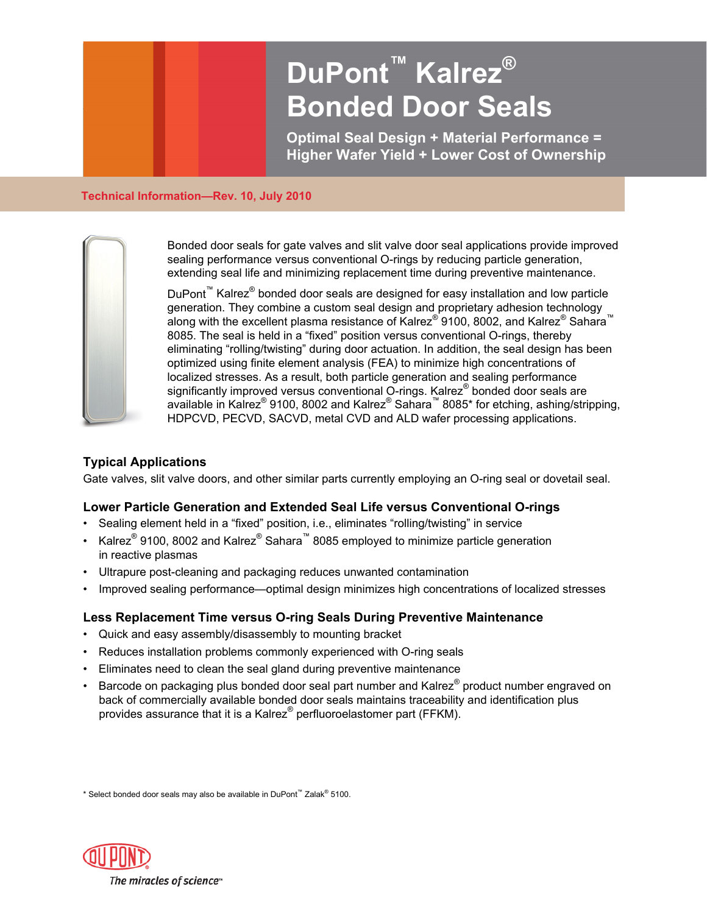# DuPont™ Kalrez® Bonded Door Seals

**Optimal Seal Design + Material Performance = Higher Wafer Yield + Lower Cost of Ownership**

Technical Information—Rev. 10, July 2010

Bonded door seals for gate valves and slit valve door seal applications provide improved sealing performance versus conventional O-rings by reducing particle generation, extending seal life and minimizing replacement time during preventive maintenance.

DuPont™ Kalrez® bonded door seals are designed for easy installation and low particle generation. They combine a custom seal design and proprietary adhesion technology along with the excellent plasma resistance of Kalrez® 9100, 8002, and Kalrez® Sahara™ 8085. The seal is held in a "fixed" position versus conventional O-rings, thereby eliminating "rolling/twisting" during door actuation. In addition, the seal design has been optimized using finite element analysis (FEA) to minimize high concentrations of localized stresses. As a result, both particle generation and sealing performance significantly improved versus conventional O-rings. Kalrez® bonded door seals are available in Kalrez® 9100, 8002 and Kalrez® Sahara™ 8085* for etching, ashing/stripping, HDPCVD, PECVD, SACVD, metal CVD and ALD wafer processing applications.

### Typical Applications

Gate valves, slit valve doors, and other similar parts currently employing an O-ring seal or dovetail seal.

### Lower Particle Generation and Extended Seal Life versus Conventional O-rings

- Sealing element held in a "fixed" position, i.e., eliminates "rolling/twisting" in service
- Kalrez® 9100, 8002 and Kalrez® Sahara™ 8085 employed to minimize particle generation in reactive plasmas
- Ultrapure post-cleaning and packaging reduces unwanted contamination
- Improved sealing performance—optimal design minimizes high concentrations of localized stresses

### Less Replacement Time versus O-ring Seals During Preventive Maintenance

- Quick and easy assembly/disassembly to mounting bracket
- Reduces installation problems commonly experienced with O-ring seals
- Eliminates need to clean the seal gland during preventive maintenance
- Barcode on packaging plus bonded door seal part number and Kalrez® product number engraved on back of commercially available bonded door seals maintains traceability and identification plus provides assurance that it is a Kalrez® perfluoroelastomer part (FFKM).

\* Select bonded door seals may also be available in DuPont™ Zalak® 5100.

The miracles of science™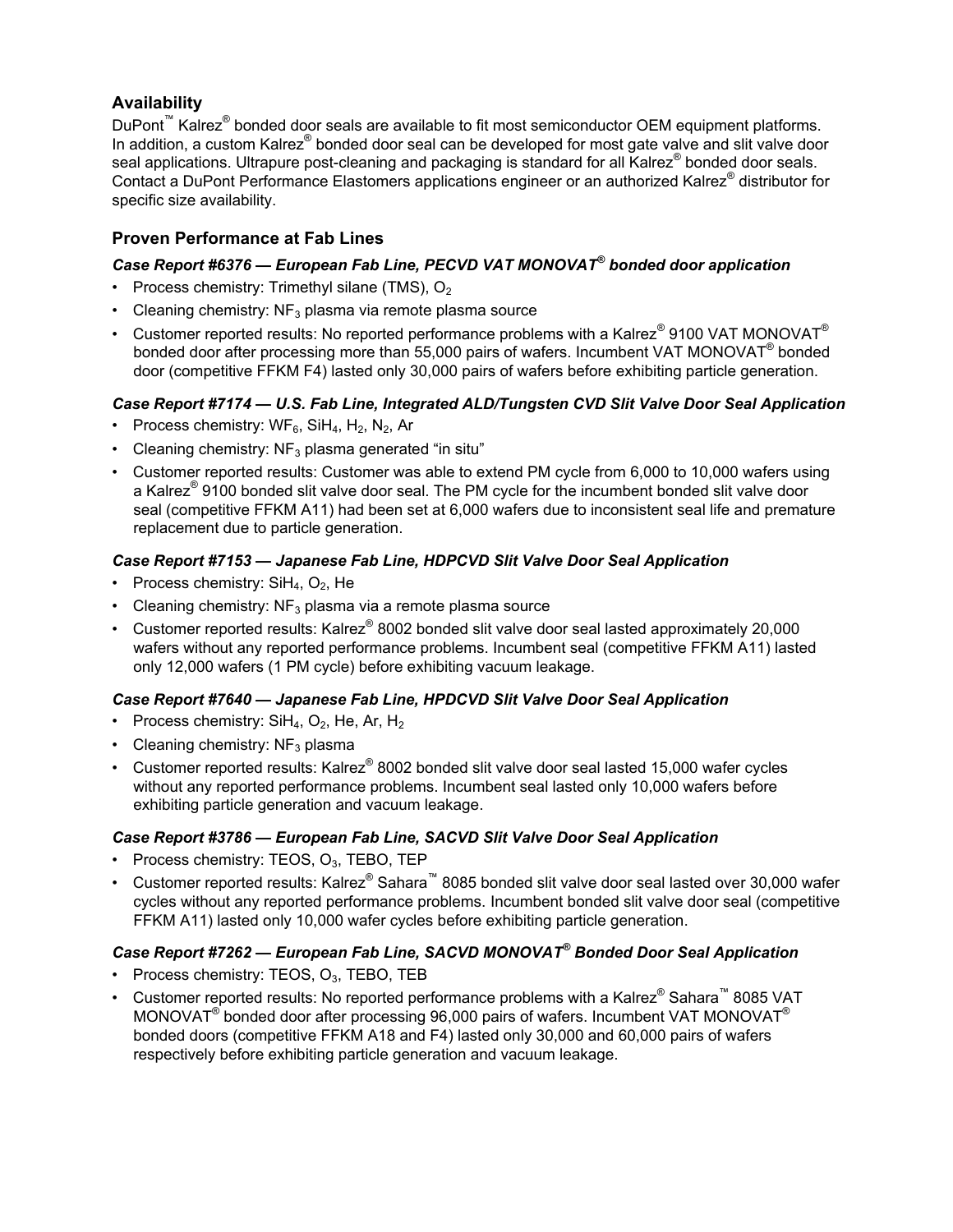## Availability

DuPont™ Kalrez® bonded door seals are available to fit most semiconductor OEM equipment platforms. In addition, a custom Kalrez® bonded door seal can be developed for most gate valve and slit valve door seal applications. Ultrapure post-cleaning and packaging is standard for all Kalrez® bonded door seals. Contact a DuPont Performance Elastomers applications engineer or an authorized Kalrez® distributor for specific size availability.

## Proven Performance at Fab Lines

### *Case Report #6376 — European Fab Line, PECVD VAT MONOVAT® bonded door application*

- Process chemistry: Trimethyl silane (TMS), $O_2$
- Cleaning chemistry: $NF_3$ plasma via remote plasma source
- Customer reported results: No reported performance problems with a Kalrez® 9100 VAT MONOVAT® bonded door after processing more than 55,000 pairs of wafers. Incumbent VAT MONOVAT® bonded door (competitive FFKM F4) lasted only 30,000 pairs of wafers before exhibiting particle generation.

### *Case Report #7174 — U.S. Fab Line, Integrated ALD/Tungsten CVD Slit Valve Door Seal Application*

- Process chemistry: $WF_6$, $SiH_4$, $H_2$, $N_2$, Ar
- Cleaning chemistry: $NF_3$ plasma generated "in situ"
- Customer reported results: Customer was able to extend PM cycle from 6,000 to 10,000 wafers using a Kalrez® 9100 bonded slit valve door seal. The PM cycle for the incumbent bonded slit valve door seal (competitive FFKM A11) had been set at 6,000 wafers due to inconsistent seal life and premature replacement due to particle generation.

### *Case Report #7153 — Japanese Fab Line, HDPCVD Slit Valve Door Seal Application*

- Process chemistry: $SiH_4$, $O_2$, He
- Cleaning chemistry: $NF_3$ plasma via a remote plasma source
- Customer reported results: Kalrez® 8002 bonded slit valve door seal lasted approximately 20,000 wafers without any reported performance problems. Incumbent seal (competitive FFKM A11) lasted only 12,000 wafers (1 PM cycle) before exhibiting vacuum leakage.

### *Case Report #7640 — Japanese Fab Line, HPDCVD Slit Valve Door Seal Application*

- Process chemistry: $SiH_4$, $O_2$, He, Ar, $H_2$
- Cleaning chemistry: $NF_3$ plasma
- Customer reported results: Kalrez® 8002 bonded slit valve door seal lasted 15,000 wafer cycles without any reported performance problems. Incumbent seal lasted only 10,000 wafers before exhibiting particle generation and vacuum leakage.

### *Case Report #3786 — European Fab Line, SACVD Slit Valve Door Seal Application*

- Process chemistry: TEOS, $O_3$, TEBO, TEP
- Customer reported results: Kalrez® Sahara™ 8085 bonded slit valve door seal lasted over 30,000 wafer cycles without any reported performance problems. Incumbent bonded slit valve door seal (competitive FFKM A11) lasted only 10,000 wafer cycles before exhibiting particle generation.

### *Case Report #7262 — European Fab Line, SACVD MONOVAT® Bonded Door Seal Application*

- Process chemistry: TEOS, $O_3$, TEBO, TEB
- Customer reported results: No reported performance problems with a Kalrez® Sahara™ 8085 VAT MONOVAT® bonded door after processing 96,000 pairs of wafers. Incumbent VAT MONOVAT® bonded doors (competitive FFKM A18 and F4) lasted only 30,000 and 60,000 pairs of wafers respectively before exhibiting particle generation and vacuum leakage.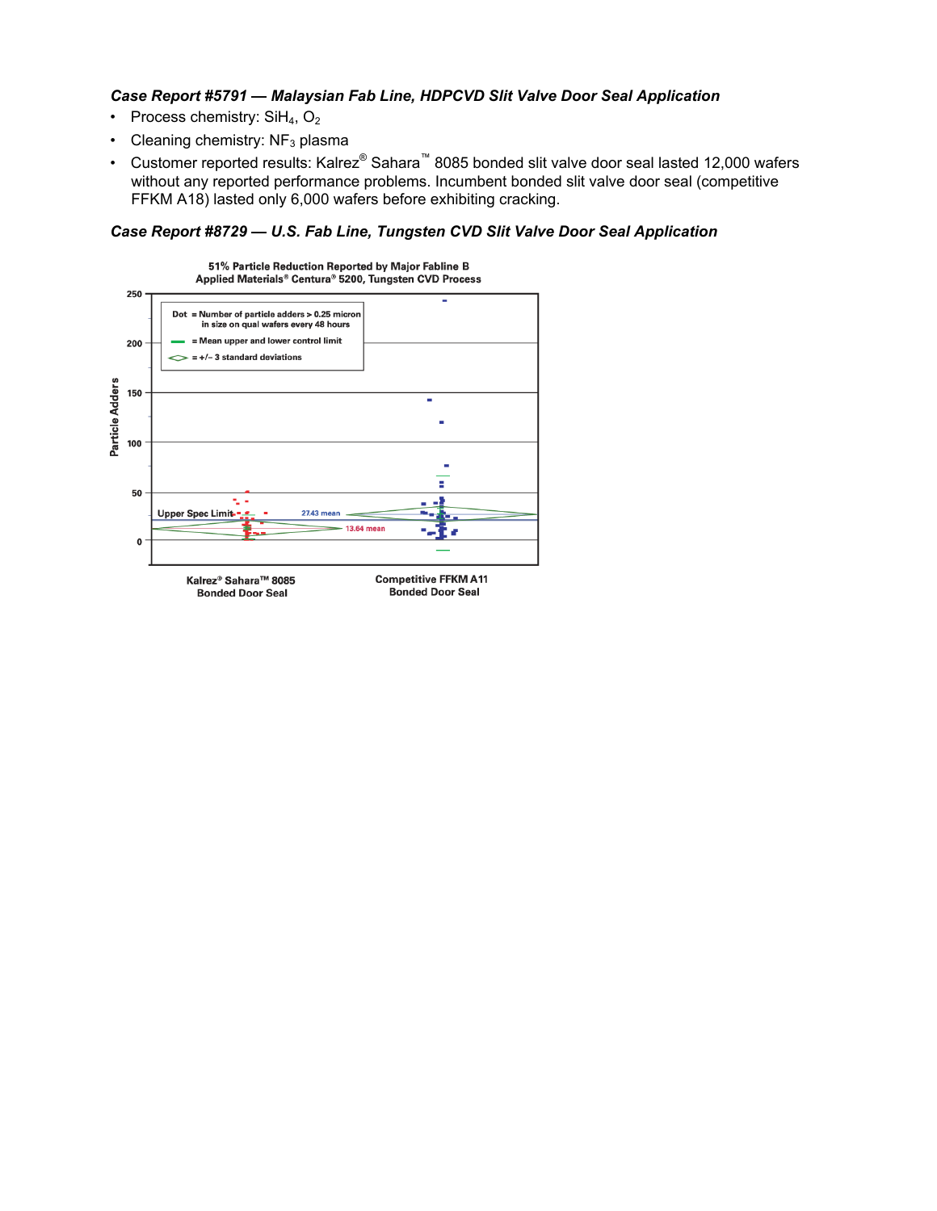***Case Report #5791 — Malaysian Fab Line, HDPCVD Slit Valve Door Seal Application***

- Process chemistry: $SiH_4$, $O_2$
- Cleaning chemistry: $NF_3$ plasma
- Customer reported results: Kalrez® Sahara™ 8085 bonded slit valve door seal lasted 12,000 wafers without any reported performance problems. Incumbent bonded slit valve door seal (competitive FFKM A18) lasted only 6,000 wafers before exhibiting cracking.

***Case Report #8729 — U.S. Fab Line, Tungsten CVD Slit Valve Door Seal Application***

**51% Particle Reduction Reported by Major Fabline B**
**Applied Materials® Centura® 5200, Tungsten CVD Process**

Particle Adders (0–250)

Dot = Number of particle adders > 0.25 micron in size on qual wafers every 48 hours
= Mean upper and lower control limit
= +/– 3 standard deviations

Upper Spec Limit

27.43 mean

13.64 mean

Kalrez® Sahara™ 8085 Bonded Door Seal

Competitive FFKM A11 Bonded Door Seal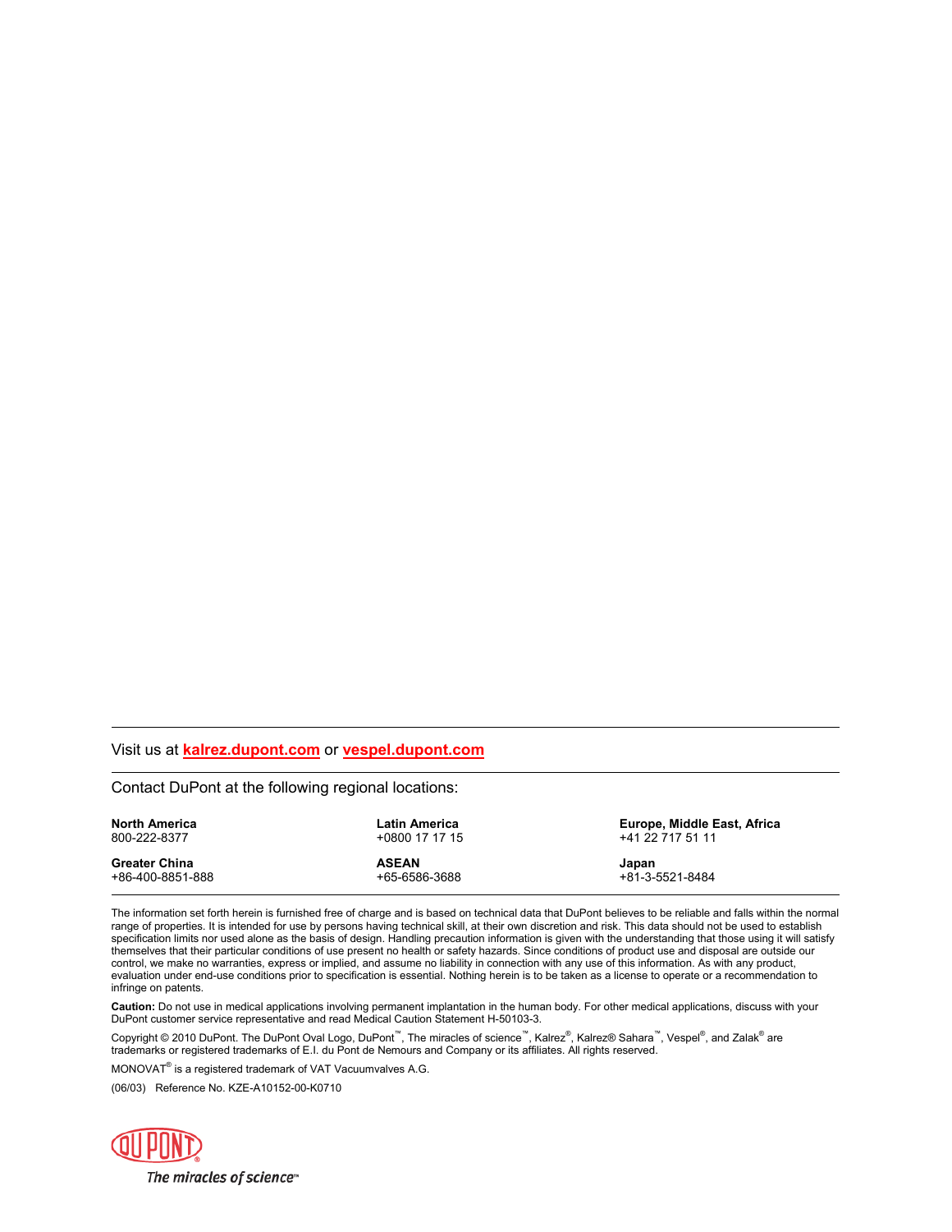Visit us at **kalrez.dupont.com** or **vespel.dupont.com**

Contact DuPont at the following regional locations:

| | | |
|---|---|---|
| **North America**<br>800-222-8377 | **Latin America**<br>+0800 17 17 15 | **Europe, Middle East, Africa**<br>+41 22 717 51 11 |
| **Greater China**<br>+86-400-8851-888 | **ASEAN**<br>+65-6586-3688 | **Japan**<br>+81-3-5521-8484 |

The information set forth herein is furnished free of charge and is based on technical data that DuPont believes to be reliable and falls within the normal range of properties. It is intended for use by persons having technical skill, at their own discretion and risk. This data should not be used to establish specification limits nor used alone as the basis of design. Handling precaution information is given with the understanding that those using it will satisfy themselves that their particular conditions of use present no health or safety hazards. Since conditions of product use and disposal are outside our control, we make no warranties, express or implied, and assume no liability in connection with any use of this information. As with any product, evaluation under end-use conditions prior to specification is essential. Nothing herein is to be taken as a license to operate or a recommendation to infringe on patents.

**Caution:** Do not use in medical applications involving permanent implantation in the human body. For other medical applications, discuss with your DuPont customer service representative and read Medical Caution Statement H-50103-3.

Copyright © 2010 DuPont. The DuPont Oval Logo, DuPont™, The miracles of science™, Kalrez®, Kalrez® Sahara™, Vespel®, and Zalak® are trademarks or registered trademarks of E.I. du Pont de Nemours and Company or its affiliates. All rights reserved.

MONOVAT® is a registered trademark of VAT Vacuumvalves A.G.

(06/03) Reference No. KZE-A10152-00-K0710

DUPONT®

*The miracles of science*™